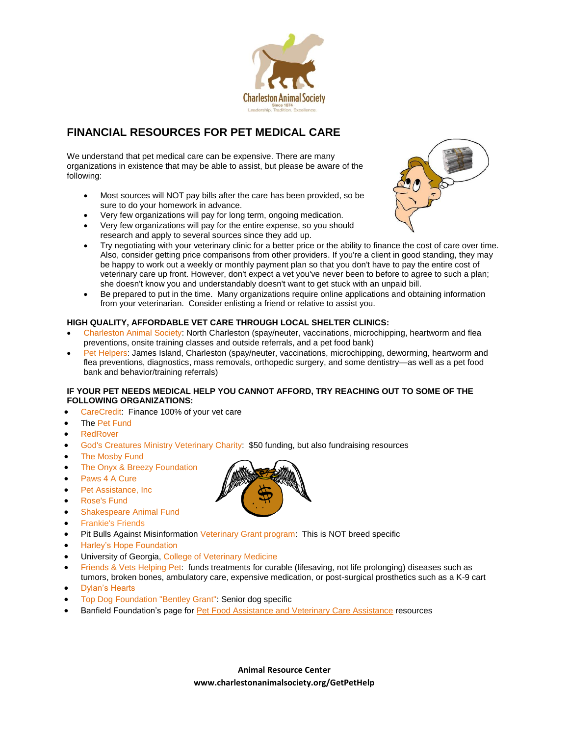Charleston Animal Society
Since 1874
Leadership. Tradition. Excellence.

# FINANCIAL RESOURCES FOR PET MEDICAL CARE

We understand that pet medical care can be expensive. There are many organizations in existence that may be able to assist, but please be aware of the following:

- Most sources will NOT pay bills after the care has been provided, so be sure to do your homework in advance.
- Very few organizations will pay for long term, ongoing medication.
- Very few organizations will pay for the entire expense, so you should research and apply to several sources since they add up.
- Try negotiating with your veterinary clinic for a better price or the ability to finance the cost of care over time. Also, consider getting price comparisons from other providers. If you're a client in good standing, they may be happy to work out a weekly or monthly payment plan so that you don't have to pay the entire cost of veterinary care up front. However, don't expect a vet you've never been to before to agree to such a plan; she doesn't know you and understandably doesn't want to get stuck with an unpaid bill.
- Be prepared to put in the time. Many organizations require online applications and obtaining information from your veterinarian. Consider enlisting a friend or relative to assist you.

**HIGH QUALITY, AFFORDABLE VET CARE THROUGH LOCAL SHELTER CLINICS:**

- Charleston Animal Society: North Charleston (spay/neuter, vaccinations, microchipping, heartworm and flea preventions, onsite training classes and outside referrals, and a pet food bank)
- Pet Helpers: James Island, Charleston (spay/neuter, vaccinations, microchipping, deworming, heartworm and flea preventions, diagnostics, mass removals, orthopedic surgery, and some dentistry—as well as a pet food bank and behavior/training referrals)

**IF YOUR PET NEEDS MEDICAL HELP YOU CANNOT AFFORD, TRY REACHING OUT TO SOME OF THE FOLLOWING ORGANIZATIONS:**

- CareCredit: Finance 100% of your vet care
- The Pet Fund
- RedRover
- God's Creatures Ministry Veterinary Charity: $50 funding, but also fundraising resources
- The Mosby Fund
- The Onyx & Breezy Foundation
- Paws 4 A Cure
- Pet Assistance, Inc
- Rose's Fund
- Shakespeare Animal Fund
- Frankie's Friends
- Pit Bulls Against Misinformation Veterinary Grant program: This is NOT breed specific
- Harley's Hope Foundation
- University of Georgia, College of Veterinary Medicine
- Friends & Vets Helping Pet: funds treatments for curable (lifesaving, not life prolonging) diseases such as tumors, broken bones, ambulatory care, expensive medication, or post-surgical prosthetics such as a K-9 cart
- Dylan's Hearts
- Top Dog Foundation "Bentley Grant": Senior dog specific
- Banfield Foundation's page for Pet Food Assistance and Veterinary Care Assistance resources

**Animal Resource Center**
**www.charlestonanimalsociety.org/GetPetHelp**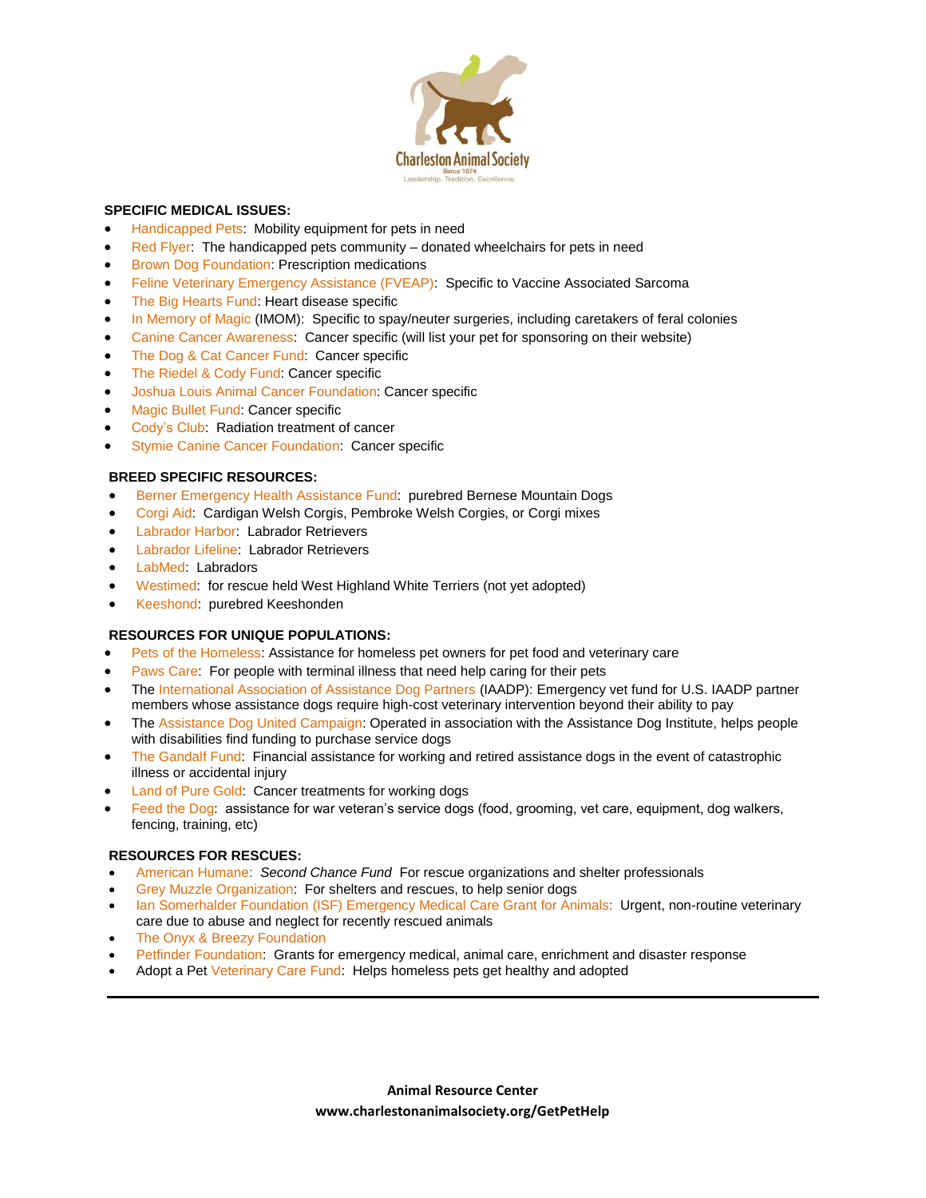## SPECIFIC MEDICAL ISSUES:

- Handicapped Pets: Mobility equipment for pets in need
- Red Flyer: The handicapped pets community – donated wheelchairs for pets in need
- Brown Dog Foundation: Prescription medications
- Feline Veterinary Emergency Assistance (FVEAP): Specific to Vaccine Associated Sarcoma
- The Big Hearts Fund: Heart disease specific
- In Memory of Magic (IMOM): Specific to spay/neuter surgeries, including caretakers of feral colonies
- Canine Cancer Awareness: Cancer specific (will list your pet for sponsoring on their website)
- The Dog & Cat Cancer Fund: Cancer specific
- The Riedel & Cody Fund: Cancer specific
- Joshua Louis Animal Cancer Foundation: Cancer specific
- Magic Bullet Fund: Cancer specific
- Cody's Club: Radiation treatment of cancer
- Stymie Canine Cancer Foundation: Cancer specific

## BREED SPECIFIC RESOURCES:

- Berner Emergency Health Assistance Fund: purebred Bernese Mountain Dogs
- Corgi Aid: Cardigan Welsh Corgis, Pembroke Welsh Corgies, or Corgi mixes
- Labrador Harbor: Labrador Retrievers
- Labrador Lifeline: Labrador Retrievers
- LabMed: Labradors
- Westimed: for rescue held West Highland White Terriers (not yet adopted)
- Keeshond: purebred Keeshonden

## RESOURCES FOR UNIQUE POPULATIONS:

- Pets of the Homeless: Assistance for homeless pet owners for pet food and veterinary care
- Paws Care: For people with terminal illness that need help caring for their pets
- The International Association of Assistance Dog Partners (IAADP): Emergency vet fund for U.S. IAADP partner members whose assistance dogs require high-cost veterinary intervention beyond their ability to pay
- The Assistance Dog United Campaign: Operated in association with the Assistance Dog Institute, helps people with disabilities find funding to purchase service dogs
- The Gandalf Fund: Financial assistance for working and retired assistance dogs in the event of catastrophic illness or accidental injury
- Land of Pure Gold: Cancer treatments for working dogs
- Feed the Dog: assistance for war veteran's service dogs (food, grooming, vet care, equipment, dog walkers, fencing, training, etc)

## RESOURCES FOR RESCUES:

- American Humane: *Second Chance Fund* For rescue organizations and shelter professionals
- Grey Muzzle Organization: For shelters and rescues, to help senior dogs
- Ian Somerhalder Foundation (ISF) Emergency Medical Care Grant for Animals: Urgent, non-routine veterinary care due to abuse and neglect for recently rescued animals
- The Onyx & Breezy Foundation
- Petfinder Foundation: Grants for emergency medical, animal care, enrichment and disaster response
- Adopt a Pet Veterinary Care Fund: Helps homeless pets get healthy and adopted

---

**Animal Resource Center**
**www.charlestonanimalsociety.org/GetPetHelp**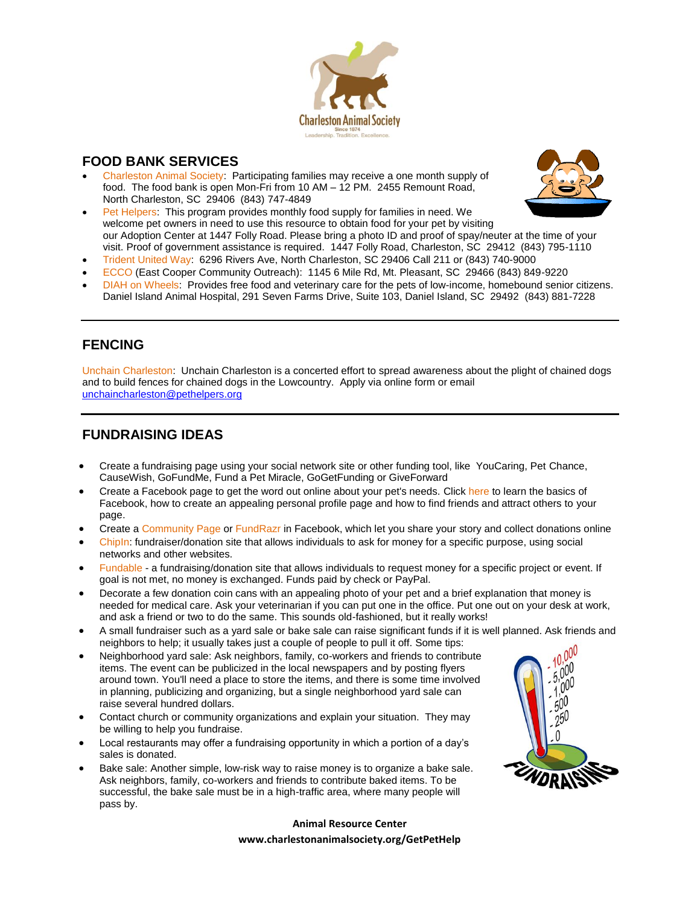## FOOD BANK SERVICES

- Charleston Animal Society: Participating families may receive a one month supply of food. The food bank is open Mon-Fri from 10 AM – 12 PM. 2455 Remount Road, North Charleston, SC 29406 (843) 747-4849
- Pet Helpers: This program provides monthly food supply for families in need. We welcome pet owners in need to use this resource to obtain food for your pet by visiting our Adoption Center at 1447 Folly Road. Please bring a photo ID and proof of spay/neuter at the time of your visit. Proof of government assistance is required. 1447 Folly Road, Charleston, SC 29412 (843) 795-1110
- Trident United Way: 6296 Rivers Ave, North Charleston, SC 29406 Call 211 or (843) 740-9000
- ECCO (East Cooper Community Outreach): 1145 6 Mile Rd, Mt. Pleasant, SC 29466 (843) 849-9220
- DIAH on Wheels: Provides free food and veterinary care for the pets of low-income, homebound senior citizens. Daniel Island Animal Hospital, 291 Seven Farms Drive, Suite 103, Daniel Island, SC 29492 (843) 881-7228

---

## FENCING

Unchain Charleston: Unchain Charleston is a concerted effort to spread awareness about the plight of chained dogs and to build fences for chained dogs in the Lowcountry. Apply via online form or email unchaincharleston@pethelpers.org

---

## FUNDRAISING IDEAS

- Create a fundraising page using your social network site or other funding tool, like YouCaring, Pet Chance, CauseWish, GoFundMe, Fund a Pet Miracle, GoGetFunding or GiveForward
- Create a Facebook page to get the word out online about your pet's needs. Click here to learn the basics of Facebook, how to create an appealing personal profile page and how to find friends and attract others to your page.
- Create a Community Page or FundRazr in Facebook, which let you share your story and collect donations online
- ChipIn: fundraiser/donation site that allows individuals to ask for money for a specific purpose, using social networks and other websites.
- Fundable - a fundraising/donation site that allows individuals to request money for a specific project or event. If goal is not met, no money is exchanged. Funds paid by check or PayPal.
- Decorate a few donation coin cans with an appealing photo of your pet and a brief explanation that money is needed for medical care. Ask your veterinarian if you can put one in the office. Put one out on your desk at work, and ask a friend or two to do the same. This sounds old-fashioned, but it really works!
- A small fundraiser such as a yard sale or bake sale can raise significant funds if it is well planned. Ask friends and neighbors to help; it usually takes just a couple of people to pull it off. Some tips:
- Neighborhood yard sale: Ask neighbors, family, co-workers and friends to contribute items. The event can be publicized in the local newspapers and by posting flyers around town. You'll need a place to store the items, and there is some time involved in planning, publicizing and organizing, but a single neighborhood yard sale can raise several hundred dollars.
- Contact church or community organizations and explain your situation. They may be willing to help you fundraise.
- Local restaurants may offer a fundraising opportunity in which a portion of a day's sales is donated.
- Bake sale: Another simple, low-risk way to raise money is to organize a bake sale. Ask neighbors, family, co-workers and friends to contribute baked items. To be successful, the bake sale must be in a high-traffic area, where many people will pass by.

**Animal Resource Center**
**www.charlestonanimalsociety.org/GetPetHelp**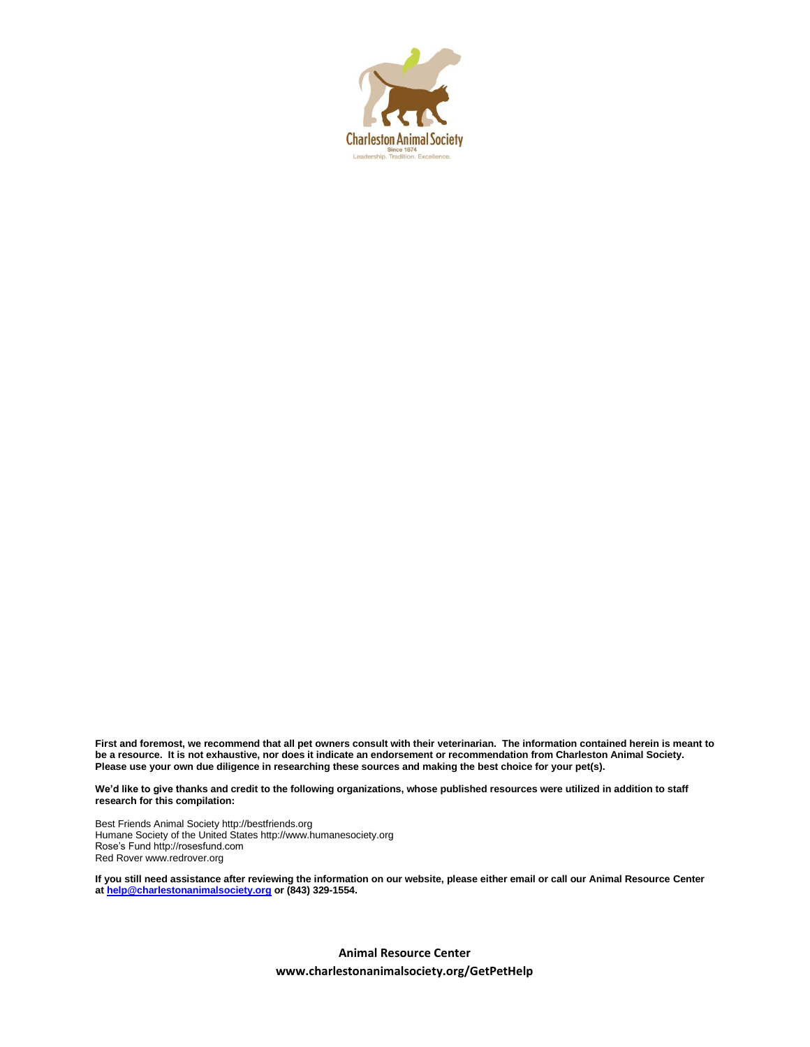Charleston Animal Society

Since 1874

Leadership. Tradition. Excellence.

**First and foremost, we recommend that all pet owners consult with their veterinarian. The information contained herein is meant to be a resource. It is not exhaustive, nor does it indicate an endorsement or recommendation from Charleston Animal Society. Please use your own due diligence in researching these sources and making the best choice for your pet(s).**

**We'd like to give thanks and credit to the following organizations, whose published resources were utilized in addition to staff research for this compilation:**

Best Friends Animal Society http://bestfriends.org
Humane Society of the United States http://www.humanesociety.org
Rose's Fund http://rosesfund.com
Red Rover www.redrover.org

**If you still need assistance after reviewing the information on our website, please either email or call our Animal Resource Center at [help@charlestonanimalsociety.org](mailto:help@charlestonanimalsociety.org) or (843) 329-1554.**

**Animal Resource Center**
**www.charlestonanimalsociety.org/GetPetHelp**